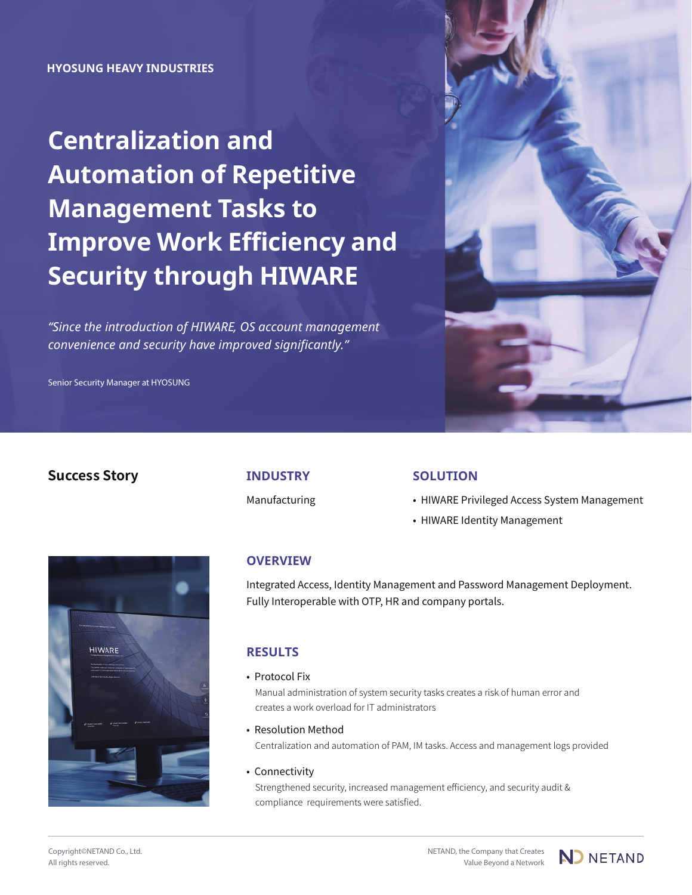HYOSUNG HEAVY INDUSTRIES

# Centralization and Automation of Repetitive Management Tasks to Improve Work Efficiency and Security through HIWARE

*"Since the introduction of HIWARE, OS account management convenience and security have improved significantly."*

Senior Security Manager at HYOSUNG

## Success Story

### INDUSTRY

Manufacturing

### SOLUTION

- HIWARE Privileged Access System Management
- HIWARE Identity Management

### OVERVIEW

Integrated Access, Identity Management and Password Management Deployment. Fully Interoperable with OTP, HR and company portals.

### RESULTS

- Protocol Fix

  Manual administration of system security tasks creates a risk of human error and creates a work overload for IT administrators

- Resolution Method

  Centralization and automation of PAM, IM tasks. Access and management logs provided

- Connectivity

  Strengthened security, increased management efficiency, and security audit & compliance requirements were satisfied.

Copyright©NETAND Co., Ltd.
All rights reserved.

NETAND, the Company that Creates Value Beyond a Network

NETAND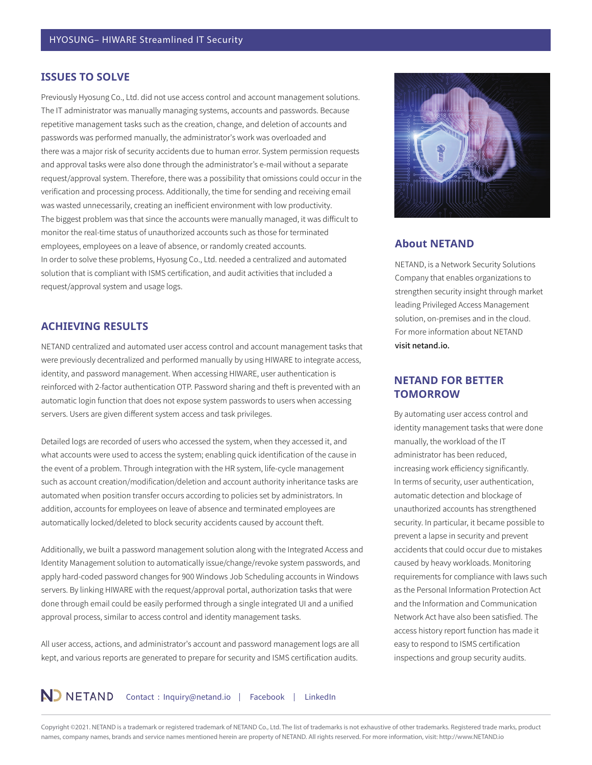## ISSUES TO SOLVE

Previously Hyosung Co., Ltd. did not use access control and account management solutions. The IT administrator was manually managing systems, accounts and passwords. Because repetitive management tasks such as the creation, change, and deletion of accounts and passwords was performed manually, the administrator's work was overloaded and there was a major risk of security accidents due to human error. System permission requests and approval tasks were also done through the administrator's e-mail without a separate request/approval system. Therefore, there was a possibility that omissions could occur in the verification and processing process. Additionally, the time for sending and receiving email was wasted unnecessarily, creating an inefficient environment with low productivity. The biggest problem was that since the accounts were manually managed, it was difficult to monitor the real-time status of unauthorized accounts such as those for terminated employees, employees on a leave of absence, or randomly created accounts. In order to solve these problems, Hyosung Co., Ltd. needed a centralized and automated solution that is compliant with ISMS certification, and audit activities that included a request/approval system and usage logs.

## ACHIEVING RESULTS

NETAND centralized and automated user access control and account management tasks that were previously decentralized and performed manually by using HIWARE to integrate access, identity, and password management. When accessing HIWARE, user authentication is reinforced with 2-factor authentication OTP. Password sharing and theft is prevented with an automatic login function that does not expose system passwords to users when accessing servers. Users are given different system access and task privileges.

Detailed logs are recorded of users who accessed the system, when they accessed it, and what accounts were used to access the system; enabling quick identification of the cause in the event of a problem. Through integration with the HR system, life-cycle management such as account creation/modification/deletion and account authority inheritance tasks are automated when position transfer occurs according to policies set by administrators. In addition, accounts for employees on leave of absence and terminated employees are automatically locked/deleted to block security accidents caused by account theft.

Additionally, we built a password management solution along with the Integrated Access and Identity Management solution to automatically issue/change/revoke system passwords, and apply hard-coded password changes for 900 Windows Job Scheduling accounts in Windows servers. By linking HIWARE with the request/approval portal, authorization tasks that were done through email could be easily performed through a single integrated UI and a unified approval process, similar to access control and identity management tasks.

All user access, actions, and administrator's account and password management logs are all kept, and various reports are generated to prepare for security and ISMS certification audits.

## About NETAND

NETAND, is a Network Security Solutions Company that enables organizations to strengthen security insight through market leading Privileged Access Management solution, on-premises and in the cloud. For more information about NETAND **visit netand.io.**

## NETAND FOR BETTER TOMORROW

By automating user access control and identity management tasks that were done manually, the workload of the IT administrator has been reduced, increasing work efficiency significantly. In terms of security, user authentication, automatic detection and blockage of unauthorized accounts has strengthened security. In particular, it became possible to prevent a lapse in security and prevent accidents that could occur due to mistakes caused by heavy workloads. Monitoring requirements for compliance with laws such as the Personal Information Protection Act and the Information and Communication Network Act have also been satisfied. The access history report function has made it easy to respond to ISMS certification inspections and group security audits.

NETAND Contact : Inquiry@netand.io | Facebook | LinkedIn

Copyright ©2021. NETAND is a trademark or registered trademark of NETAND Co., Ltd. The list of trademarks is not exhaustive of other trademarks. Registered trade marks, product names, company names, brands and service names mentioned herein are property of NETAND. All rights reserved. For more information, visit: http://www.NETAND.io